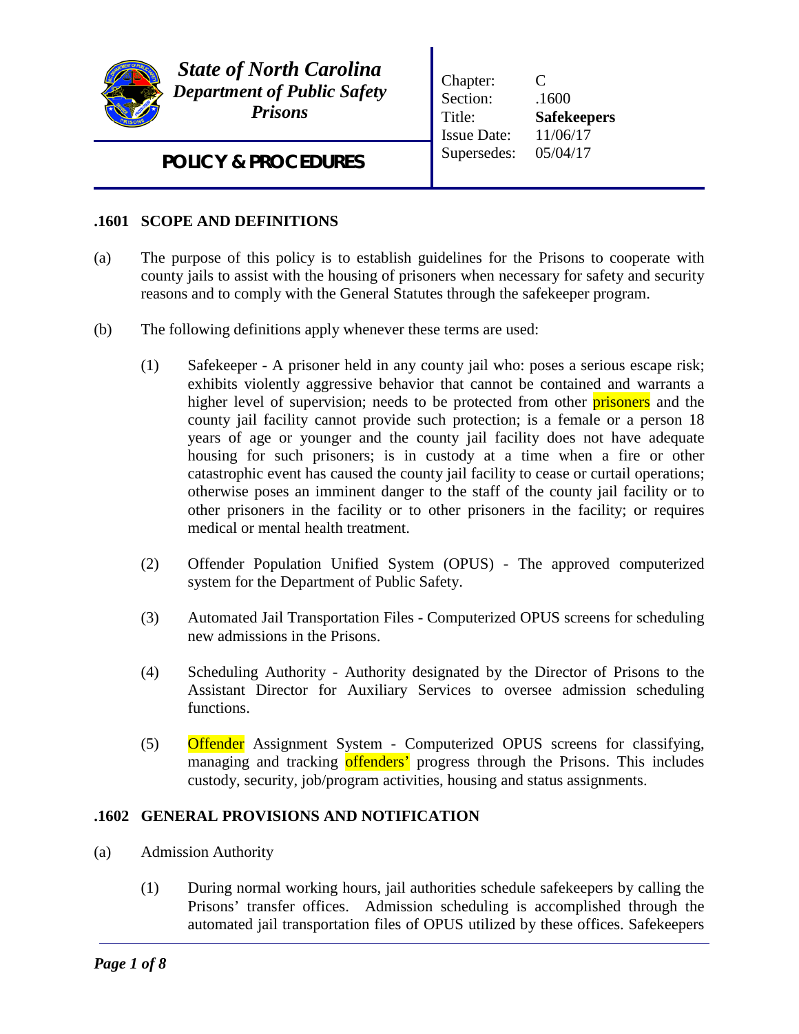*State of North Carolina*
*Department of Public Safety*
*Prisons*

**POLICY & PROCEDURES**

| | |
|---|---|
| Chapter: | C |
| Section: | .1600 |
| Title: | **Safekeepers** |
| Issue Date: | 11/06/17 |
| Supersedes: | 05/04/17 |

## .1601 SCOPE AND DEFINITIONS

(a) The purpose of this policy is to establish guidelines for the Prisons to cooperate with county jails to assist with the housing of prisoners when necessary for safety and security reasons and to comply with the General Statutes through the safekeeper program.

(b) The following definitions apply whenever these terms are used:

(1) Safekeeper - A prisoner held in any county jail who: poses a serious escape risk; exhibits violently aggressive behavior that cannot be contained and warrants a higher level of supervision; needs to be protected from other prisoners and the county jail facility cannot provide such protection; is a female or a person 18 years of age or younger and the county jail facility does not have adequate housing for such prisoners; is in custody at a time when a fire or other catastrophic event has caused the county jail facility to cease or curtail operations; otherwise poses an imminent danger to the staff of the county jail facility or to other prisoners in the facility or to other prisoners in the facility; or requires medical or mental health treatment.

(2) Offender Population Unified System (OPUS) - The approved computerized system for the Department of Public Safety.

(3) Automated Jail Transportation Files - Computerized OPUS screens for scheduling new admissions in the Prisons.

(4) Scheduling Authority - Authority designated by the Director of Prisons to the Assistant Director for Auxiliary Services to oversee admission scheduling functions.

(5) Offender Assignment System - Computerized OPUS screens for classifying, managing and tracking offenders' progress through the Prisons. This includes custody, security, job/program activities, housing and status assignments.

## .1602 GENERAL PROVISIONS AND NOTIFICATION

(a) Admission Authority

(1) During normal working hours, jail authorities schedule safekeepers by calling the Prisons' transfer offices. Admission scheduling is accomplished through the automated jail transportation files of OPUS utilized by these offices. Safekeepers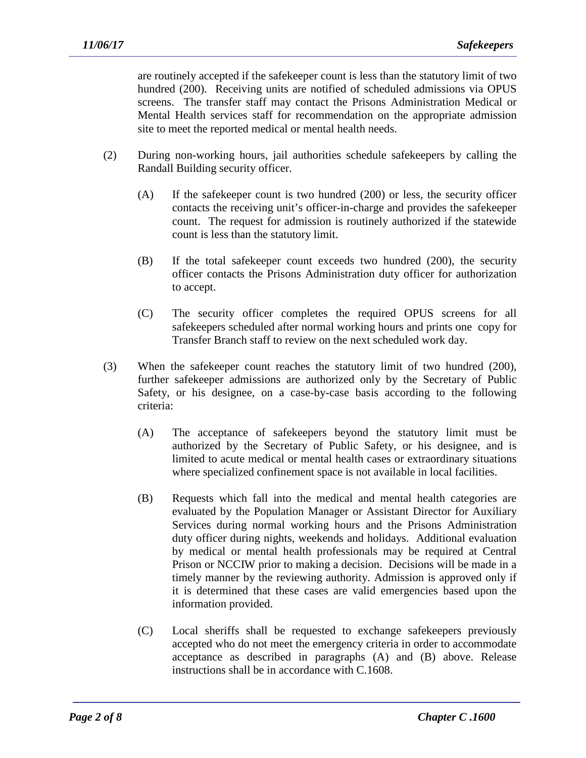are routinely accepted if the safekeeper count is less than the statutory limit of two hundred (200). Receiving units are notified of scheduled admissions via OPUS screens. The transfer staff may contact the Prisons Administration Medical or Mental Health services staff for recommendation on the appropriate admission site to meet the reported medical or mental health needs.

(2) During non-working hours, jail authorities schedule safekeepers by calling the Randall Building security officer.

(A) If the safekeeper count is two hundred (200) or less, the security officer contacts the receiving unit's officer-in-charge and provides the safekeeper count. The request for admission is routinely authorized if the statewide count is less than the statutory limit.

(B) If the total safekeeper count exceeds two hundred (200), the security officer contacts the Prisons Administration duty officer for authorization to accept.

(C) The security officer completes the required OPUS screens for all safekeepers scheduled after normal working hours and prints one copy for Transfer Branch staff to review on the next scheduled work day.

(3) When the safekeeper count reaches the statutory limit of two hundred (200), further safekeeper admissions are authorized only by the Secretary of Public Safety, or his designee, on a case-by-case basis according to the following criteria:

(A) The acceptance of safekeepers beyond the statutory limit must be authorized by the Secretary of Public Safety, or his designee, and is limited to acute medical or mental health cases or extraordinary situations where specialized confinement space is not available in local facilities.

(B) Requests which fall into the medical and mental health categories are evaluated by the Population Manager or Assistant Director for Auxiliary Services during normal working hours and the Prisons Administration duty officer during nights, weekends and holidays. Additional evaluation by medical or mental health professionals may be required at Central Prison or NCCIW prior to making a decision. Decisions will be made in a timely manner by the reviewing authority. Admission is approved only if it is determined that these cases are valid emergencies based upon the information provided.

(C) Local sheriffs shall be requested to exchange safekeepers previously accepted who do not meet the emergency criteria in order to accommodate acceptance as described in paragraphs (A) and (B) above. Release instructions shall be in accordance with C.1608.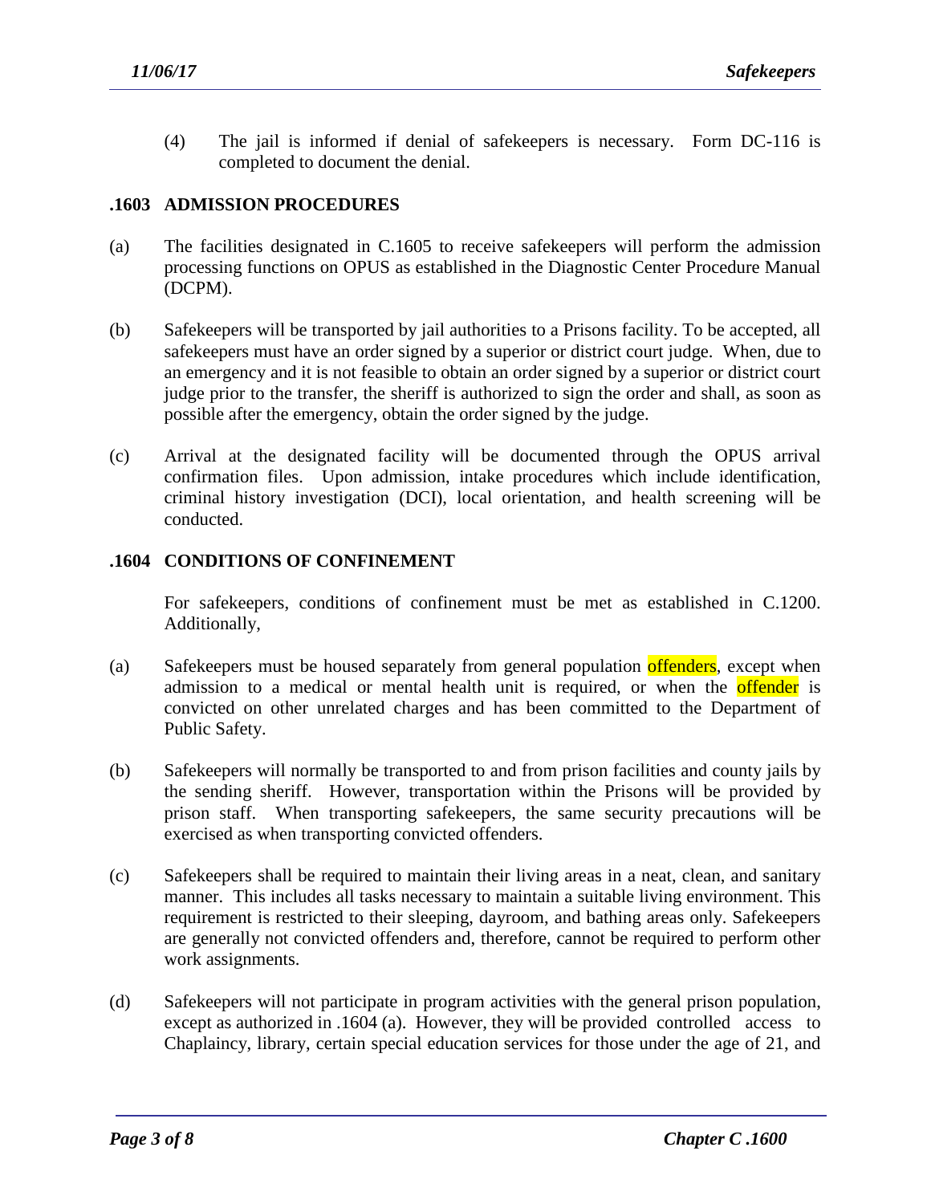(4) The jail is informed if denial of safekeepers is necessary. Form DC-116 is completed to document the denial.

### .1603 ADMISSION PROCEDURES

(a) The facilities designated in C.1605 to receive safekeepers will perform the admission processing functions on OPUS as established in the Diagnostic Center Procedure Manual (DCPM).

(b) Safekeepers will be transported by jail authorities to a Prisons facility. To be accepted, all safekeepers must have an order signed by a superior or district court judge. When, due to an emergency and it is not feasible to obtain an order signed by a superior or district court judge prior to the transfer, the sheriff is authorized to sign the order and shall, as soon as possible after the emergency, obtain the order signed by the judge.

(c) Arrival at the designated facility will be documented through the OPUS arrival confirmation files. Upon admission, intake procedures which include identification, criminal history investigation (DCI), local orientation, and health screening will be conducted.

### .1604 CONDITIONS OF CONFINEMENT

For safekeepers, conditions of confinement must be met as established in C.1200. Additionally,

(a) Safekeepers must be housed separately from general population offenders, except when admission to a medical or mental health unit is required, or when the offender is convicted on other unrelated charges and has been committed to the Department of Public Safety.

(b) Safekeepers will normally be transported to and from prison facilities and county jails by the sending sheriff. However, transportation within the Prisons will be provided by prison staff. When transporting safekeepers, the same security precautions will be exercised as when transporting convicted offenders.

(c) Safekeepers shall be required to maintain their living areas in a neat, clean, and sanitary manner. This includes all tasks necessary to maintain a suitable living environment. This requirement is restricted to their sleeping, dayroom, and bathing areas only. Safekeepers are generally not convicted offenders and, therefore, cannot be required to perform other work assignments.

(d) Safekeepers will not participate in program activities with the general prison population, except as authorized in .1604 (a). However, they will be provided controlled access to Chaplaincy, library, certain special education services for those under the age of 21, and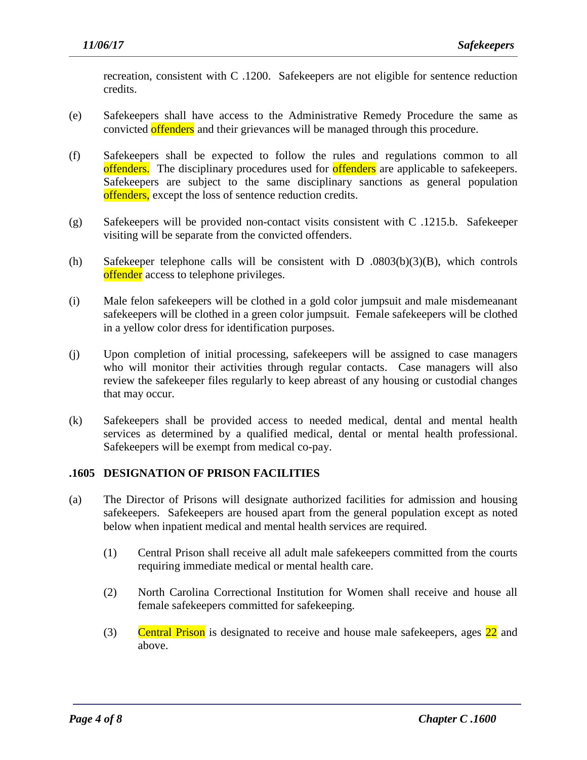recreation, consistent with C .1200. Safekeepers are not eligible for sentence reduction credits.

(e) Safekeepers shall have access to the Administrative Remedy Procedure the same as convicted offenders and their grievances will be managed through this procedure.

(f) Safekeepers shall be expected to follow the rules and regulations common to all offenders. The disciplinary procedures used for offenders are applicable to safekeepers. Safekeepers are subject to the same disciplinary sanctions as general population offenders, except the loss of sentence reduction credits.

(g) Safekeepers will be provided non-contact visits consistent with C .1215.b. Safekeeper visiting will be separate from the convicted offenders.

(h) Safekeeper telephone calls will be consistent with D .0803(b)(3)(B), which controls offender access to telephone privileges.

(i) Male felon safekeepers will be clothed in a gold color jumpsuit and male misdemeanant safekeepers will be clothed in a green color jumpsuit. Female safekeepers will be clothed in a yellow color dress for identification purposes.

(j) Upon completion of initial processing, safekeepers will be assigned to case managers who will monitor their activities through regular contacts. Case managers will also review the safekeeper files regularly to keep abreast of any housing or custodial changes that may occur.

(k) Safekeepers shall be provided access to needed medical, dental and mental health services as determined by a qualified medical, dental or mental health professional. Safekeepers will be exempt from medical co-pay.

## .1605 DESIGNATION OF PRISON FACILITIES

(a) The Director of Prisons will designate authorized facilities for admission and housing safekeepers. Safekeepers are housed apart from the general population except as noted below when inpatient medical and mental health services are required.

  (1) Central Prison shall receive all adult male safekeepers committed from the courts requiring immediate medical or mental health care.

  (2) North Carolina Correctional Institution for Women shall receive and house all female safekeepers committed for safekeeping.

  (3) Central Prison is designated to receive and house male safekeepers, ages 22 and above.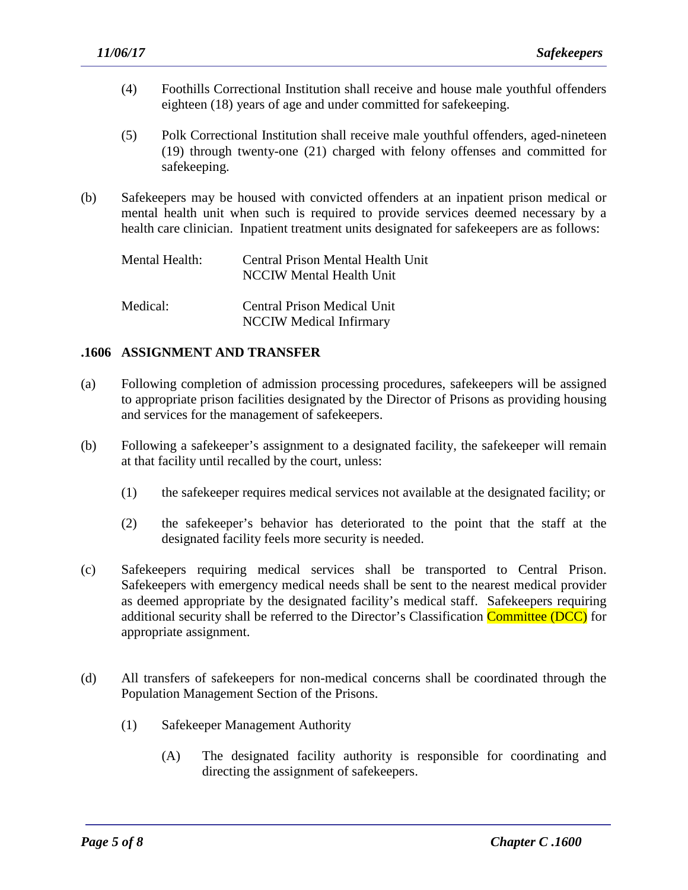(4) Foothills Correctional Institution shall receive and house male youthful offenders eighteen (18) years of age and under committed for safekeeping.

(5) Polk Correctional Institution shall receive male youthful offenders, aged-nineteen (19) through twenty-one (21) charged with felony offenses and committed for safekeeping.

(b) Safekeepers may be housed with convicted offenders at an inpatient prison medical or mental health unit when such is required to provide services deemed necessary by a health care clinician. Inpatient treatment units designated for safekeepers are as follows:

| | |
|---|---|
| Mental Health: | Central Prison Mental Health Unit<br>NCCIW Mental Health Unit |
| Medical: | Central Prison Medical Unit<br>NCCIW Medical Infirmary |

## .1606 ASSIGNMENT AND TRANSFER

(a) Following completion of admission processing procedures, safekeepers will be assigned to appropriate prison facilities designated by the Director of Prisons as providing housing and services for the management of safekeepers.

(b) Following a safekeeper's assignment to a designated facility, the safekeeper will remain at that facility until recalled by the court, unless:

(1) the safekeeper requires medical services not available at the designated facility; or

(2) the safekeeper's behavior has deteriorated to the point that the staff at the designated facility feels more security is needed.

(c) Safekeepers requiring medical services shall be transported to Central Prison. Safekeepers with emergency medical needs shall be sent to the nearest medical provider as deemed appropriate by the designated facility's medical staff. Safekeepers requiring additional security shall be referred to the Director's Classification Committee (DCC) for appropriate assignment.

(d) All transfers of safekeepers for non-medical concerns shall be coordinated through the Population Management Section of the Prisons.

(1) Safekeeper Management Authority

(A) The designated facility authority is responsible for coordinating and directing the assignment of safekeepers.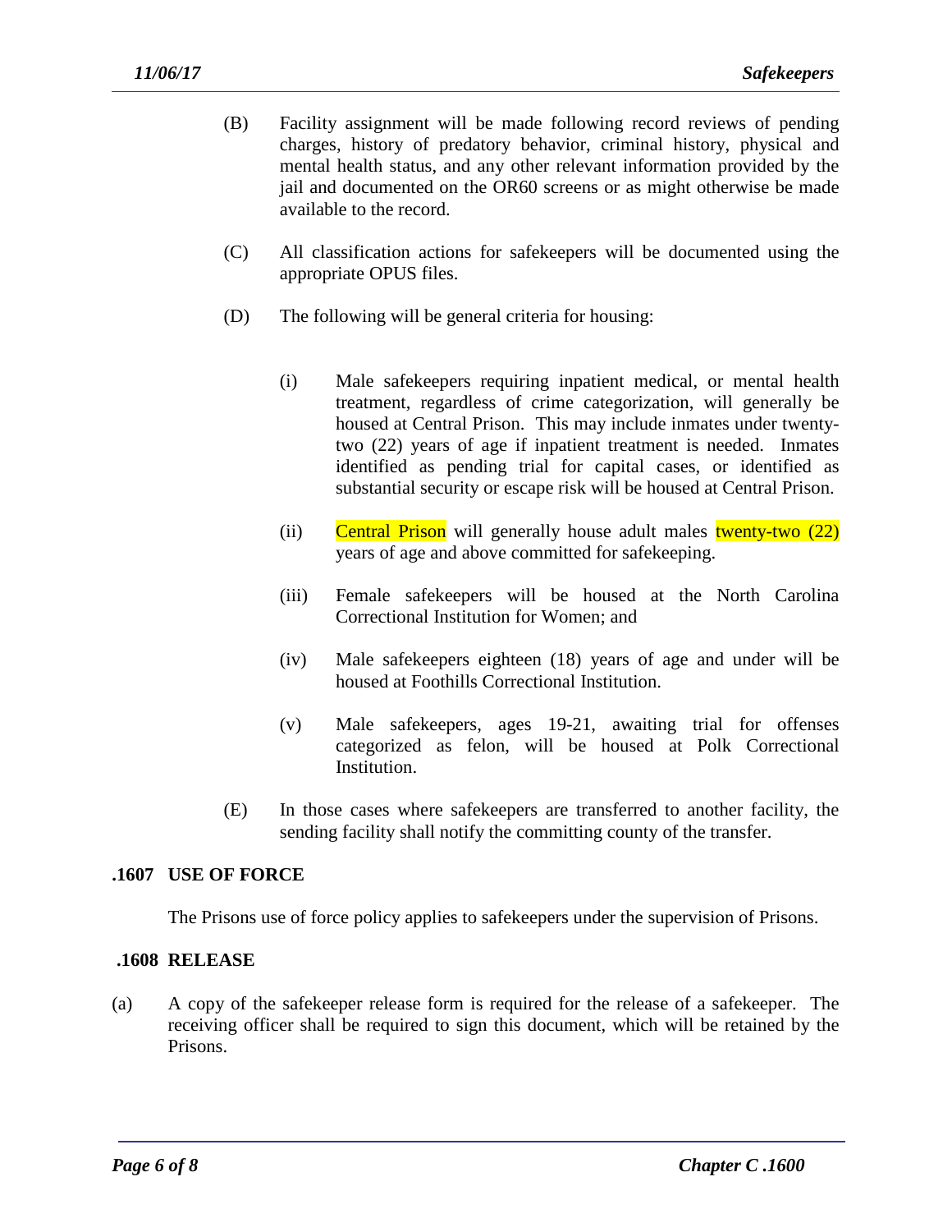(B) Facility assignment will be made following record reviews of pending charges, history of predatory behavior, criminal history, physical and mental health status, and any other relevant information provided by the jail and documented on the OR60 screens or as might otherwise be made available to the record.

(C) All classification actions for safekeepers will be documented using the appropriate OPUS files.

(D) The following will be general criteria for housing:

(i) Male safekeepers requiring inpatient medical, or mental health treatment, regardless of crime categorization, will generally be housed at Central Prison. This may include inmates under twenty-two (22) years of age if inpatient treatment is needed. Inmates identified as pending trial for capital cases, or identified as substantial security or escape risk will be housed at Central Prison.

(ii) Central Prison will generally house adult males twenty-two (22) years of age and above committed for safekeeping.

(iii) Female safekeepers will be housed at the North Carolina Correctional Institution for Women; and

(iv) Male safekeepers eighteen (18) years of age and under will be housed at Foothills Correctional Institution.

(v) Male safekeepers, ages 19-21, awaiting trial for offenses categorized as felon, will be housed at Polk Correctional Institution.

(E) In those cases where safekeepers are transferred to another facility, the sending facility shall notify the committing county of the transfer.

## .1607 USE OF FORCE

The Prisons use of force policy applies to safekeepers under the supervision of Prisons.

## .1608 RELEASE

(a) A copy of the safekeeper release form is required for the release of a safekeeper. The receiving officer shall be required to sign this document, which will be retained by the Prisons.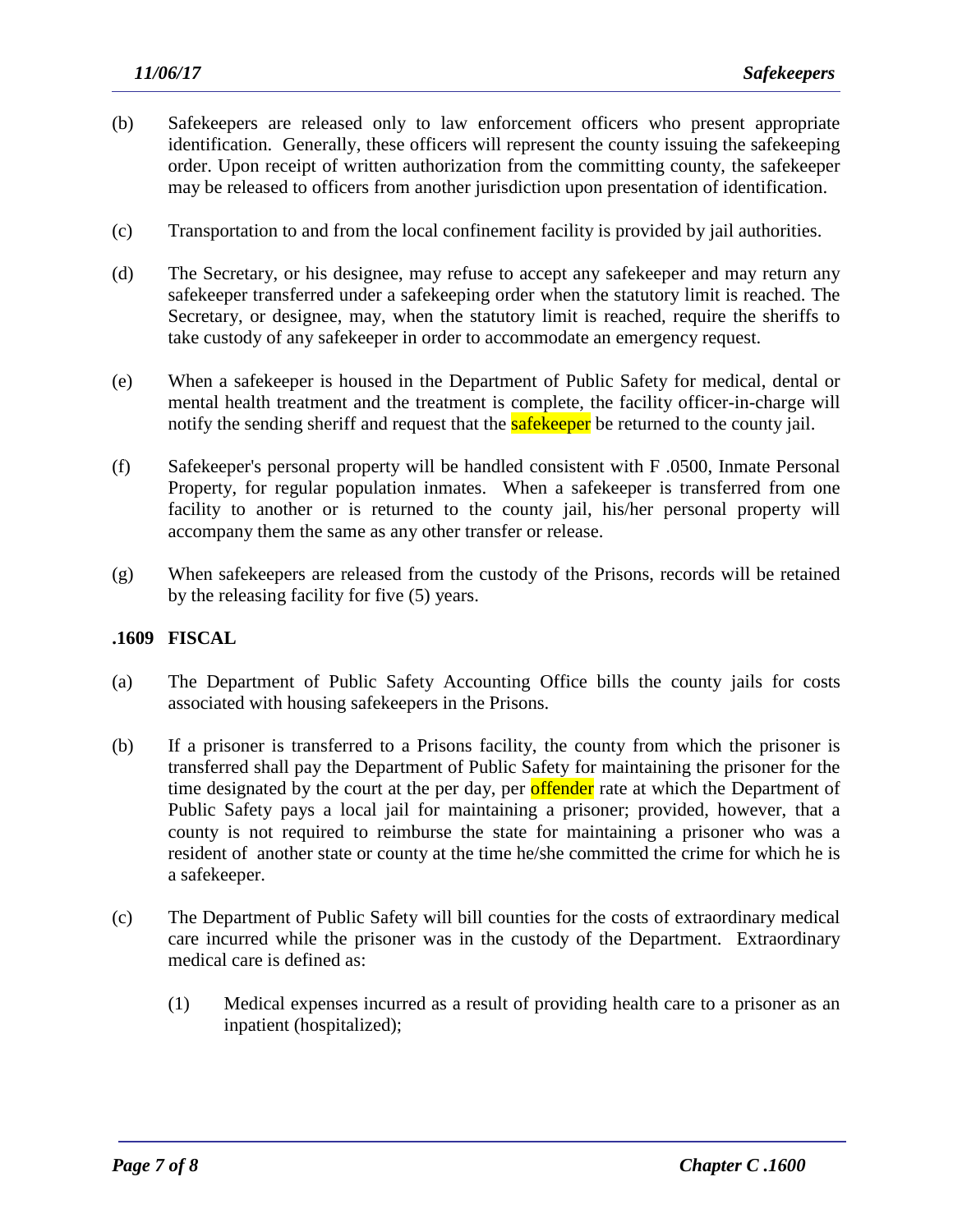(b) Safekeepers are released only to law enforcement officers who present appropriate identification. Generally, these officers will represent the county issuing the safekeeping order. Upon receipt of written authorization from the committing county, the safekeeper may be released to officers from another jurisdiction upon presentation of identification.

(c) Transportation to and from the local confinement facility is provided by jail authorities.

(d) The Secretary, or his designee, may refuse to accept any safekeeper and may return any safekeeper transferred under a safekeeping order when the statutory limit is reached. The Secretary, or designee, may, when the statutory limit is reached, require the sheriffs to take custody of any safekeeper in order to accommodate an emergency request.

(e) When a safekeeper is housed in the Department of Public Safety for medical, dental or mental health treatment and the treatment is complete, the facility officer-in-charge will notify the sending sheriff and request that the safekeeper be returned to the county jail.

(f) Safekeeper's personal property will be handled consistent with F .0500, Inmate Personal Property, for regular population inmates. When a safekeeper is transferred from one facility to another or is returned to the county jail, his/her personal property will accompany them the same as any other transfer or release.

(g) When safekeepers are released from the custody of the Prisons, records will be retained by the releasing facility for five (5) years.

### .1609 FISCAL

(a) The Department of Public Safety Accounting Office bills the county jails for costs associated with housing safekeepers in the Prisons.

(b) If a prisoner is transferred to a Prisons facility, the county from which the prisoner is transferred shall pay the Department of Public Safety for maintaining the prisoner for the time designated by the court at the per day, per offender rate at which the Department of Public Safety pays a local jail for maintaining a prisoner; provided, however, that a county is not required to reimburse the state for maintaining a prisoner who was a resident of another state or county at the time he/she committed the crime for which he is a safekeeper.

(c) The Department of Public Safety will bill counties for the costs of extraordinary medical care incurred while the prisoner was in the custody of the Department. Extraordinary medical care is defined as:

   (1) Medical expenses incurred as a result of providing health care to a prisoner as an inpatient (hospitalized);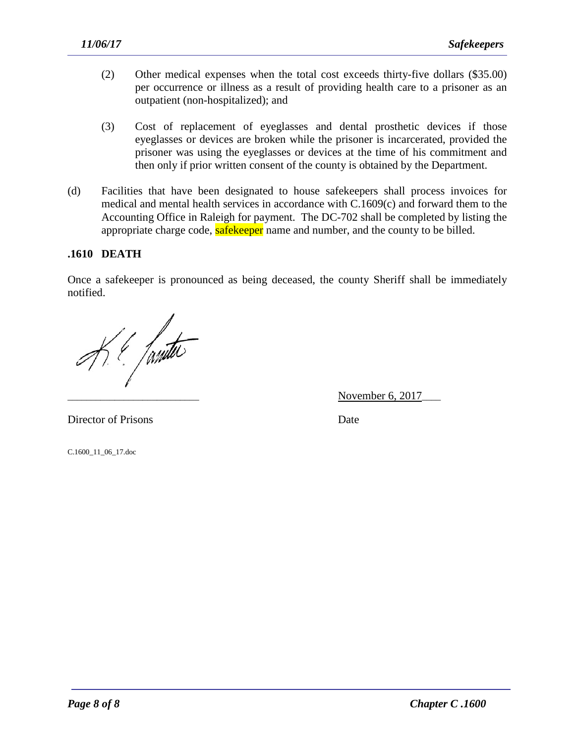(2) Other medical expenses when the total cost exceeds thirty-five dollars ($35.00) per occurrence or illness as a result of providing health care to a prisoner as an outpatient (non-hospitalized); and

(3) Cost of replacement of eyeglasses and dental prosthetic devices if those eyeglasses or devices are broken while the prisoner is incarcerated, provided the prisoner was using the eyeglasses or devices at the time of his commitment and then only if prior written consent of the county is obtained by the Department.

(d) Facilities that have been designated to house safekeepers shall process invoices for medical and mental health services in accordance with C.1609(c) and forward them to the Accounting Office in Raleigh for payment. The DC-702 shall be completed by listing the appropriate charge code, safekeeper name and number, and the county to be billed.

## .1610 DEATH

Once a safekeeper is pronounced as being deceased, the county Sheriff shall be immediately notified.

________________________ November 6, 2017___

Director of Prisons Date

C.1600_11_06_17.doc